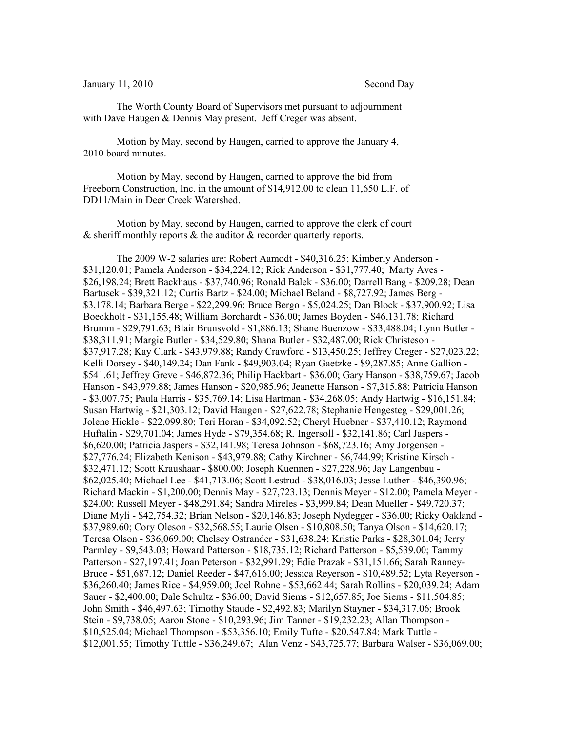January 11, 2010 Second Day

The Worth County Board of Supervisors met pursuant to adjournment with Dave Haugen & Dennis May present. Jeff Creger was absent.

Motion by May, second by Haugen, carried to approve the January 4, 2010 board minutes.

Motion by May, second by Haugen, carried to approve the bid from Freeborn Construction, Inc. in the amount of $14,912.00 to clean 11,650 L.F. of DD11/Main in Deer Creek Watershed.

Motion by May, second by Haugen, carried to approve the clerk of court & sheriff monthly reports & the auditor & recorder quarterly reports.

The 2009 W-2 salaries are: Robert Aamodt - $40,316.25; Kimberly Anderson - $31,120.01; Pamela Anderson - $34,224.12; Rick Anderson - $31,777.40; Marty Aves - $26,198.24; Brett Backhaus - $37,740.96; Ronald Balek - $36.00; Darrell Bang - $209.28; Dean Bartusek - $39,321.12; Curtis Bartz - $24.00; Michael Beland - $8,727.92; James Berg - $3,178.14; Barbara Berge - $22,299.96; Bruce Bergo - $5,024.25; Dan Block - $37,900.92; Lisa Boeckholt - $31,155.48; William Borchardt - $36.00; James Boyden - $46,131.78; Richard Brumm - $29,791.63; Blair Brunsvold - $1,886.13; Shane Buenzow - $33,488.04; Lynn Butler - $38,311.91; Margie Butler - $34,529.80; Shana Butler - $32,487.00; Rick Christeson - $37,917.28; Kay Clark - $43,979.88; Randy Crawford - $13,450.25; Jeffrey Creger - $27,023.22; Kelli Dorsey - $40,149.24; Dan Fank - $49,903.04; Ryan Gaetzke - $9,287.85; Anne Gallion - $541.61; Jeffrey Greve - $46,872.36; Philip Hackbart - $36.00; Gary Hanson - $38,759.67; Jacob Hanson - $43,979.88; James Hanson - $20,985.96; Jeanette Hanson - $7,315.88; Patricia Hanson - $3,007.75; Paula Harris - $35,769.14; Lisa Hartman - $34,268.05; Andy Hartwig - $16,151.84; Susan Hartwig - $21,303.12; David Haugen - $27,622.78; Stephanie Hengesteg - $29,001.26; Jolene Hickle - $22,099.80; Teri Horan - $34,092.52; Cheryl Huebner - $37,410.12; Raymond Huftalin - $29,701.04; James Hyde - $79,354.68; R. Ingersoll - $32,141.86; Carl Jaspers - $6,620.00; Patricia Jaspers - $32,141.98; Teresa Johnson - $68,723.16; Amy Jorgensen - $27,776.24; Elizabeth Kenison - $43,979.88; Cathy Kirchner - $6,744.99; Kristine Kirsch - $32,471.12; Scott Kraushaar - $800.00; Joseph Kuennen - $27,228.96; Jay Langenbau - $62,025.40; Michael Lee - $41,713.06; Scott Lestrud - $38,016.03; Jesse Luther - $46,390.96; Richard Mackin - $1,200.00; Dennis May - $27,723.13; Dennis Meyer - $12.00; Pamela Meyer - $24.00; Russell Meyer - $48,291.84; Sandra Mireles - $3,999.84; Dean Mueller - $49,720.37; Diane Myli - $42,754.32; Brian Nelson - $20,146.83; Joseph Nydegger - $36.00; Ricky Oakland - $37,989.60; Cory Oleson - $32,568.55; Laurie Olsen - $10,808.50; Tanya Olson - $14,620.17; Teresa Olson - $36,069.00; Chelsey Ostrander - $31,638.24; Kristie Parks - $28,301.04; Jerry Parmley - $9,543.03; Howard Patterson - $18,735.12; Richard Patterson - $5,539.00; Tammy Patterson - $27,197.41; Joan Peterson - $32,991.29; Edie Prazak - $31,151.66; Sarah Ranney-Bruce - $51,687.12; Daniel Reeder - $47,616.00; Jessica Reyerson - $10,489.52; Lyta Reyerson - $36,260.40; James Rice - $4,959.00; Joel Rohne - $53,662.44; Sarah Rollins - $20,039.24; Adam Sauer - $2,400.00; Dale Schultz - $36.00; David Siems - $12,657.85; Joe Siems - $11,504.85; John Smith - $46,497.63; Timothy Staude - $2,492.83; Marilyn Stayner - $34,317.06; Brook Stein - $9,738.05; Aaron Stone - $10,293.96; Jim Tanner - $19,232.23; Allan Thompson - $10,525.04; Michael Thompson - $53,356.10; Emily Tufte - $20,547.84; Mark Tuttle - $12,001.55; Timothy Tuttle - $36,249.67; Alan Venz - $43,725.77; Barbara Walser - $36,069.00;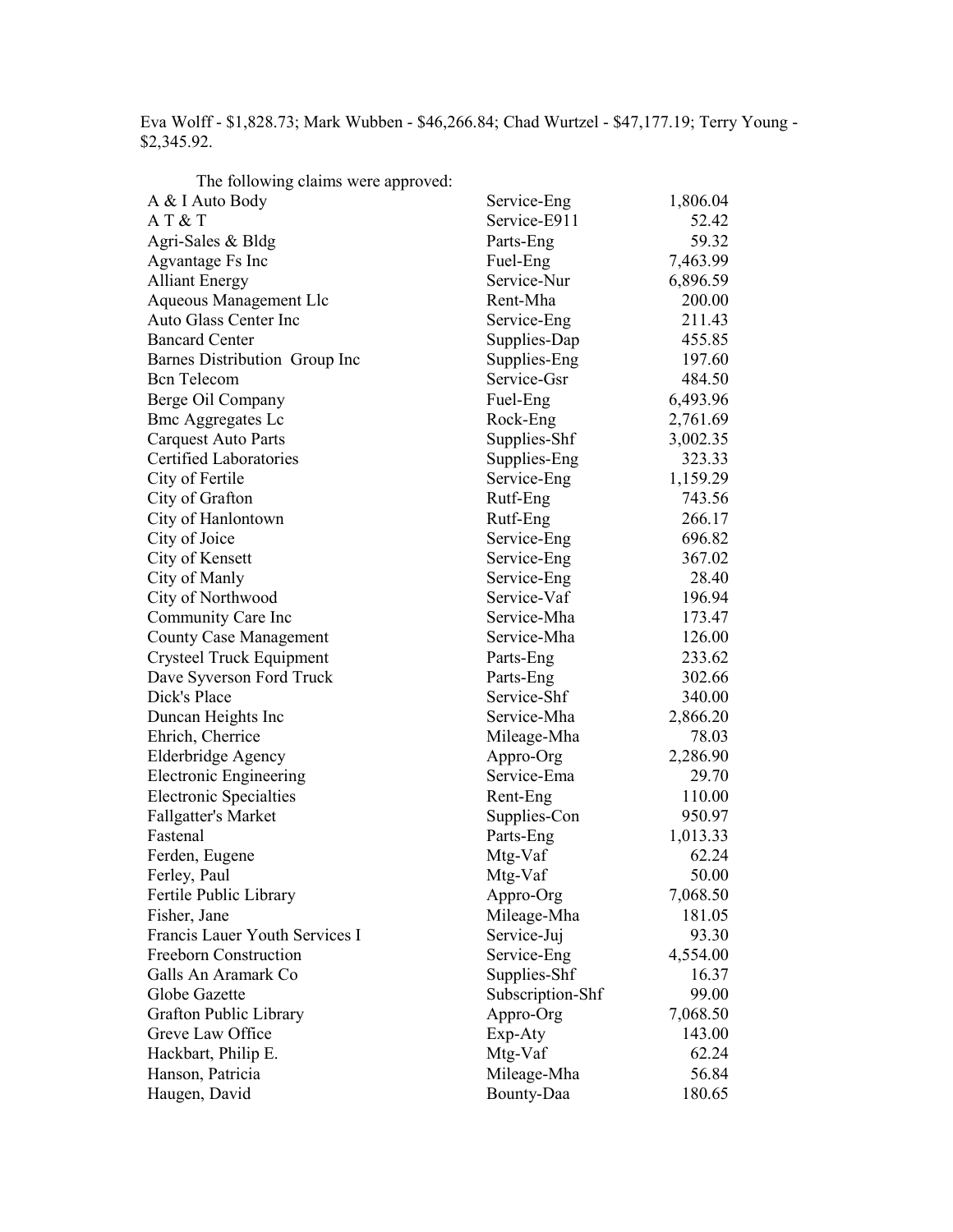Eva Wolff - $1,828.73; Mark Wubben - $46,266.84; Chad Wurtzel - $47,177.19; Terry Young - $2,345.92.

The following claims were approved:

| | | |
|---|---|---|
| A & I Auto Body | Service-Eng | 1,806.04 |
| A T & T | Service-E911 | 52.42 |
| Agri-Sales & Bldg | Parts-Eng | 59.32 |
| Agvantage Fs Inc | Fuel-Eng | 7,463.99 |
| Alliant Energy | Service-Nur | 6,896.59 |
| Aqueous Management Llc | Rent-Mha | 200.00 |
| Auto Glass Center Inc | Service-Eng | 211.43 |
| Bancard Center | Supplies-Dap | 455.85 |
| Barnes Distribution Group Inc | Supplies-Eng | 197.60 |
| Bcn Telecom | Service-Gsr | 484.50 |
| Berge Oil Company | Fuel-Eng | 6,493.96 |
| Bmc Aggregates Lc | Rock-Eng | 2,761.69 |
| Carquest Auto Parts | Supplies-Shf | 3,002.35 |
| Certified Laboratories | Supplies-Eng | 323.33 |
| City of Fertile | Service-Eng | 1,159.29 |
| City of Grafton | Rutf-Eng | 743.56 |
| City of Hanlontown | Rutf-Eng | 266.17 |
| City of Joice | Service-Eng | 696.82 |
| City of Kensett | Service-Eng | 367.02 |
| City of Manly | Service-Eng | 28.40 |
| City of Northwood | Service-Vaf | 196.94 |
| Community Care Inc | Service-Mha | 173.47 |
| County Case Management | Service-Mha | 126.00 |
| Crysteel Truck Equipment | Parts-Eng | 233.62 |
| Dave Syverson Ford Truck | Parts-Eng | 302.66 |
| Dick's Place | Service-Shf | 340.00 |
| Duncan Heights Inc | Service-Mha | 2,866.20 |
| Ehrich, Cherrice | Mileage-Mha | 78.03 |
| Elderbridge Agency | Appro-Org | 2,286.90 |
| Electronic Engineering | Service-Ema | 29.70 |
| Electronic Specialties | Rent-Eng | 110.00 |
| Fallgatter's Market | Supplies-Con | 950.97 |
| Fastenal | Parts-Eng | 1,013.33 |
| Ferden, Eugene | Mtg-Vaf | 62.24 |
| Ferley, Paul | Mtg-Vaf | 50.00 |
| Fertile Public Library | Appro-Org | 7,068.50 |
| Fisher, Jane | Mileage-Mha | 181.05 |
| Francis Lauer Youth Services I | Service-Juj | 93.30 |
| Freeborn Construction | Service-Eng | 4,554.00 |
| Galls An Aramark Co | Supplies-Shf | 16.37 |
| Globe Gazette | Subscription-Shf | 99.00 |
| Grafton Public Library | Appro-Org | 7,068.50 |
| Greve Law Office | Exp-Aty | 143.00 |
| Hackbart, Philip E. | Mtg-Vaf | 62.24 |
| Hanson, Patricia | Mileage-Mha | 56.84 |
| Haugen, David | Bounty-Daa | 180.65 |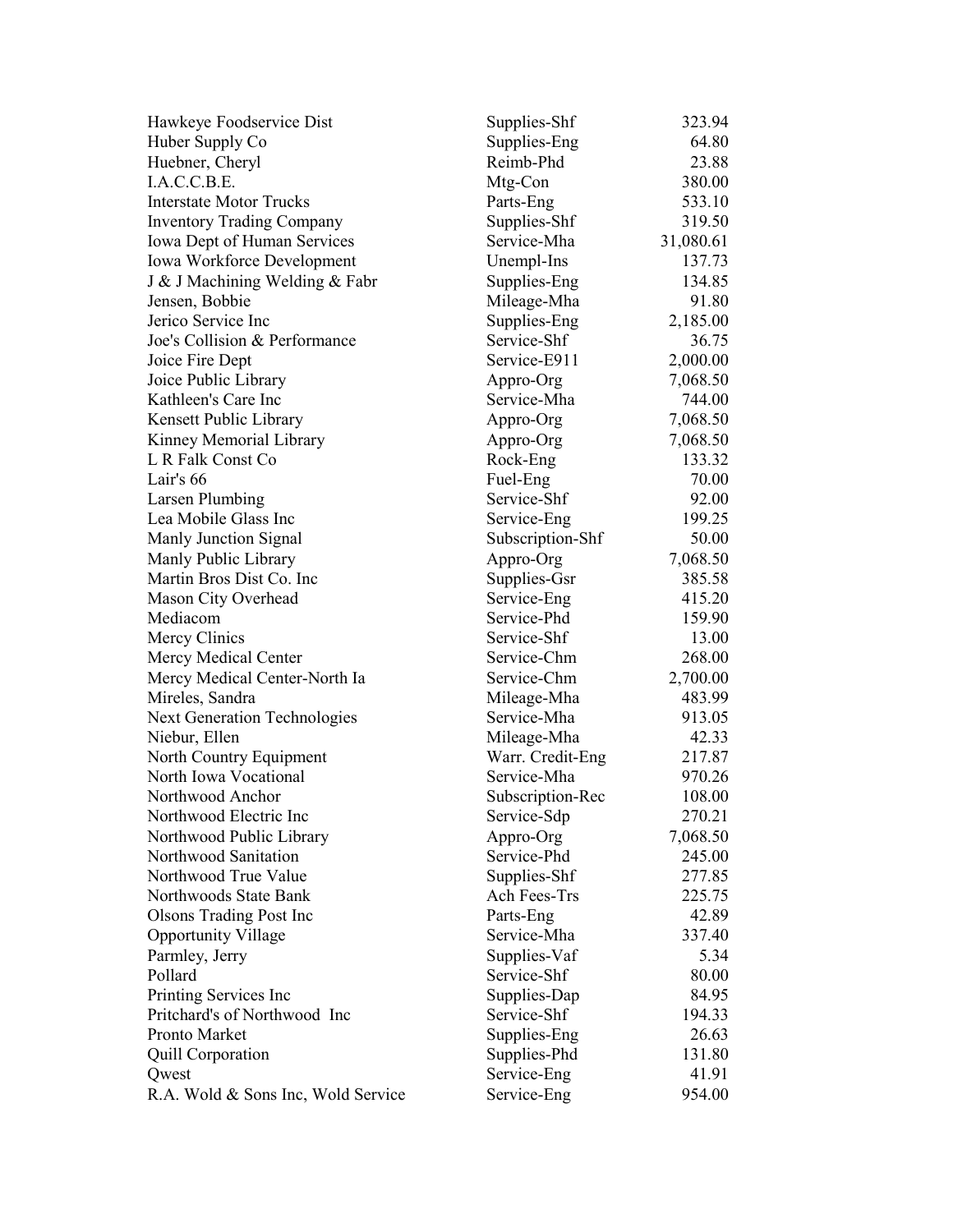| | | |
|---|---|---|
| Hawkeye Foodservice Dist | Supplies-Shf | 323.94 |
| Huber Supply Co | Supplies-Eng | 64.80 |
| Huebner, Cheryl | Reimb-Phd | 23.88 |
| I.A.C.C.B.E. | Mtg-Con | 380.00 |
| Interstate Motor Trucks | Parts-Eng | 533.10 |
| Inventory Trading Company | Supplies-Shf | 319.50 |
| Iowa Dept of Human Services | Service-Mha | 31,080.61 |
| Iowa Workforce Development | Unempl-Ins | 137.73 |
| J & J Machining Welding & Fabr | Supplies-Eng | 134.85 |
| Jensen, Bobbie | Mileage-Mha | 91.80 |
| Jerico Service Inc | Supplies-Eng | 2,185.00 |
| Joe's Collision & Performance | Service-Shf | 36.75 |
| Joice Fire Dept | Service-E911 | 2,000.00 |
| Joice Public Library | Appro-Org | 7,068.50 |
| Kathleen's Care Inc | Service-Mha | 744.00 |
| Kensett Public Library | Appro-Org | 7,068.50 |
| Kinney Memorial Library | Appro-Org | 7,068.50 |
| L R Falk Const Co | Rock-Eng | 133.32 |
| Lair's 66 | Fuel-Eng | 70.00 |
| Larsen Plumbing | Service-Shf | 92.00 |
| Lea Mobile Glass Inc | Service-Eng | 199.25 |
| Manly Junction Signal | Subscription-Shf | 50.00 |
| Manly Public Library | Appro-Org | 7,068.50 |
| Martin Bros Dist Co. Inc | Supplies-Gsr | 385.58 |
| Mason City Overhead | Service-Eng | 415.20 |
| Mediacom | Service-Phd | 159.90 |
| Mercy Clinics | Service-Shf | 13.00 |
| Mercy Medical Center | Service-Chm | 268.00 |
| Mercy Medical Center-North Ia | Service-Chm | 2,700.00 |
| Mireles, Sandra | Mileage-Mha | 483.99 |
| Next Generation Technologies | Service-Mha | 913.05 |
| Niebur, Ellen | Mileage-Mha | 42.33 |
| North Country Equipment | Warr. Credit-Eng | 217.87 |
| North Iowa Vocational | Service-Mha | 970.26 |
| Northwood Anchor | Subscription-Rec | 108.00 |
| Northwood Electric Inc | Service-Sdp | 270.21 |
| Northwood Public Library | Appro-Org | 7,068.50 |
| Northwood Sanitation | Service-Phd | 245.00 |
| Northwood True Value | Supplies-Shf | 277.85 |
| Northwoods State Bank | Ach Fees-Trs | 225.75 |
| Olsons Trading Post Inc | Parts-Eng | 42.89 |
| Opportunity Village | Service-Mha | 337.40 |
| Parmley, Jerry | Supplies-Vaf | 5.34 |
| Pollard | Service-Shf | 80.00 |
| Printing Services Inc | Supplies-Dap | 84.95 |
| Pritchard's of Northwood Inc | Service-Shf | 194.33 |
| Pronto Market | Supplies-Eng | 26.63 |
| Quill Corporation | Supplies-Phd | 131.80 |
| Qwest | Service-Eng | 41.91 |
| R.A. Wold & Sons Inc, Wold Service | Service-Eng | 954.00 |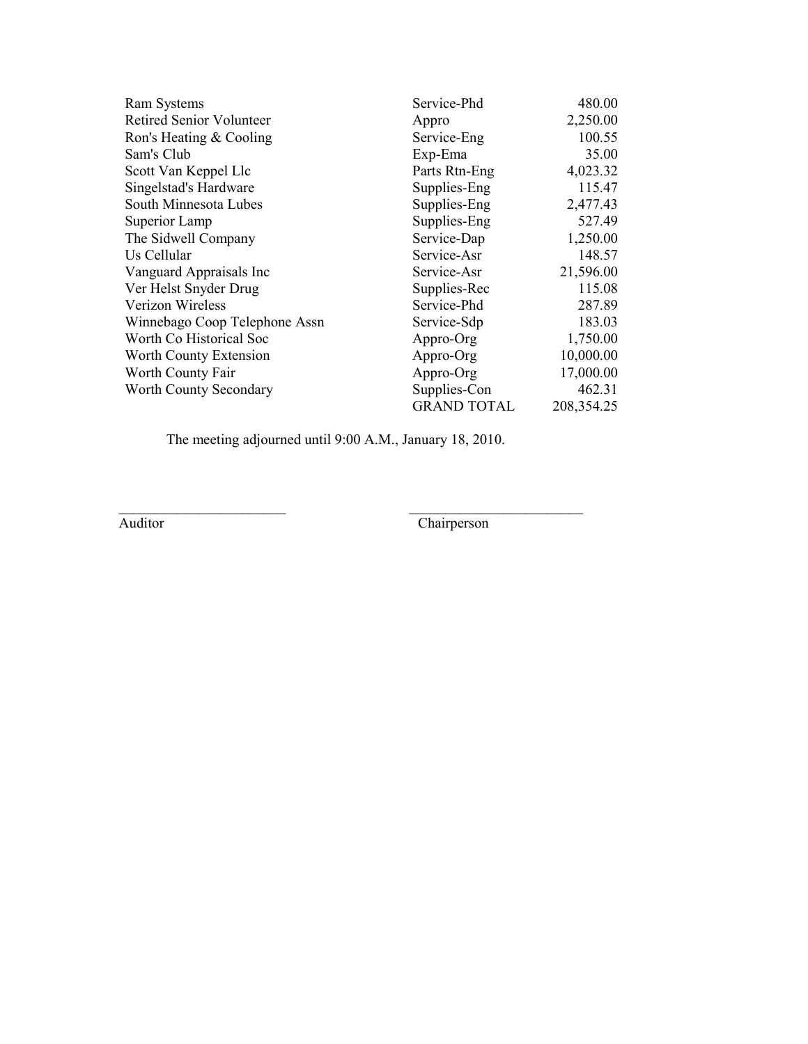| | | |
|---|---|---|
| Ram Systems | Service-Phd | 480.00 |
| Retired Senior Volunteer | Appro | 2,250.00 |
| Ron's Heating & Cooling | Service-Eng | 100.55 |
| Sam's Club | Exp-Ema | 35.00 |
| Scott Van Keppel Llc | Parts Rtn-Eng | 4,023.32 |
| Singelstad's Hardware | Supplies-Eng | 115.47 |
| South Minnesota Lubes | Supplies-Eng | 2,477.43 |
| Superior Lamp | Supplies-Eng | 527.49 |
| The Sidwell Company | Service-Dap | 1,250.00 |
| Us Cellular | Service-Asr | 148.57 |
| Vanguard Appraisals Inc | Service-Asr | 21,596.00 |
| Ver Helst Snyder Drug | Supplies-Rec | 115.08 |
| Verizon Wireless | Service-Phd | 287.89 |
| Winnebago Coop Telephone Assn | Service-Sdp | 183.03 |
| Worth Co Historical Soc | Appro-Org | 1,750.00 |
| Worth County Extension | Appro-Org | 10,000.00 |
| Worth County Fair | Appro-Org | 17,000.00 |
| Worth County Secondary | Supplies-Con | 462.31 |
| | GRAND TOTAL | 208,354.25 |

The meeting adjourned until 9:00 A.M., January 18, 2010.

_______________________ _______________________

Auditor Chairperson